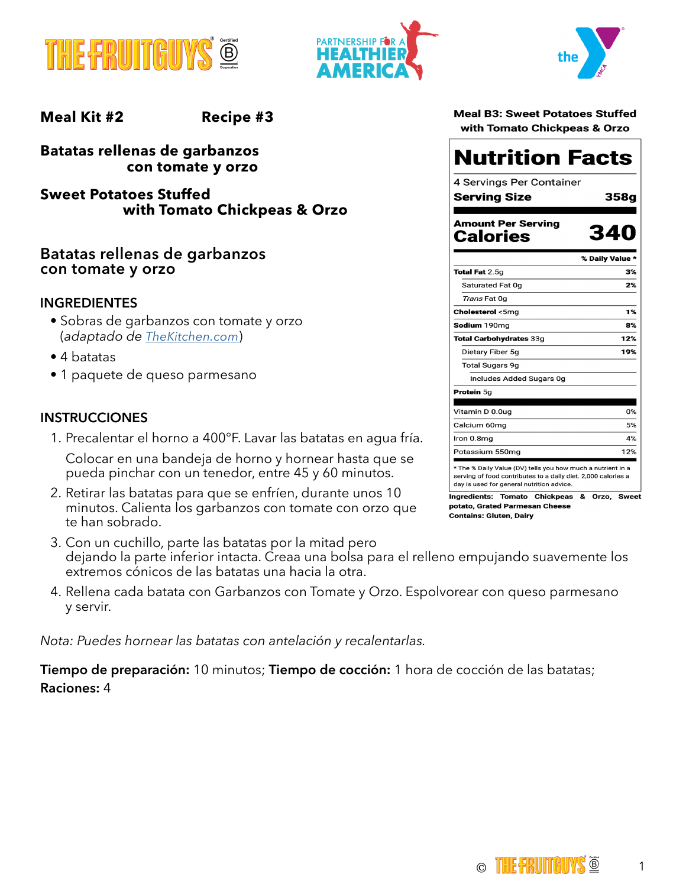**Meal Kit #2** **Recipe #3**

## Batatas rellenas de garbanzos con tomate y orzo

## Sweet Potatoes Stuffed with Tomato Chickpeas & Orzo

### Batatas rellenas de garbanzos con tomate y orzo

**INGREDIENTES**

- Sobras de garbanzos con tomate y orzo (*adaptado de* TheKitchen.com)
- 4 batatas
- 1 paquete de queso parmesano

**INSTRUCCIONES**

1. Precalentar el horno a 400°F. Lavar las batatas en agua fría. Colocar en una bandeja de horno y hornear hasta que se pueda pinchar con un tenedor, entre 45 y 60 minutos.
2. Retirar las batatas para que se enfríen, durante unos 10 minutos. Calienta los garbanzos con tomate con orzo que te han sobrado.
3. Con un cuchillo, parte las batatas por la mitad pero dejando la parte inferior intacta. Creaa una bolsa para el relleno empujando suavemente los extremos cónicos de las batatas una hacia la otra.
4. Rellena cada batata con Garbanzos con Tomate y Orzo. Espolvorear con queso parmesano y servir.

*Nota: Puedes hornear las batatas con antelación y recalentarlas.*

**Tiempo de preparación:** 10 minutos; **Tiempo de cocción:** 1 hora de cocción de las batatas;
**Raciones:** 4

**Meal B3: Sweet Potatoes Stuffed with Tomato Chickpeas & Orzo**

**Nutrition Facts**

4 Servings Per Container

**Serving Size** 358g

| Amount Per Serving | |
|---|---|
| **Calories** | **340** |
| | **% Daily Value \*** |
| **Total Fat** 2.5g | **3%** |
| Saturated Fat 0g | **2%** |
| *Trans* Fat 0g | |
| **Cholesterol** <5mg | **1%** |
| **Sodium** 190mg | **8%** |
| **Total Carbohydrates** 33g | **12%** |
| Dietary Fiber 5g | **19%** |
| Total Sugars 9g | |
| Includes Added Sugars 0g | |
| **Protein** 5g | |
| Vitamin D 0.0ug | 0% |
| Calcium 60mg | 5% |
| Iron 0.8mg | 4% |
| Potassium 550mg | 12% |

\* The % Daily Value (DV) tells you how much a nutrient in a serving of food contributes to a daily diet. 2,000 calories a day is used for general nutrition advice.

**Ingredients:** Tomato Chickpeas & Orzo, Sweet potato, Grated Parmesan Cheese
**Contains:** Gluten, Dairy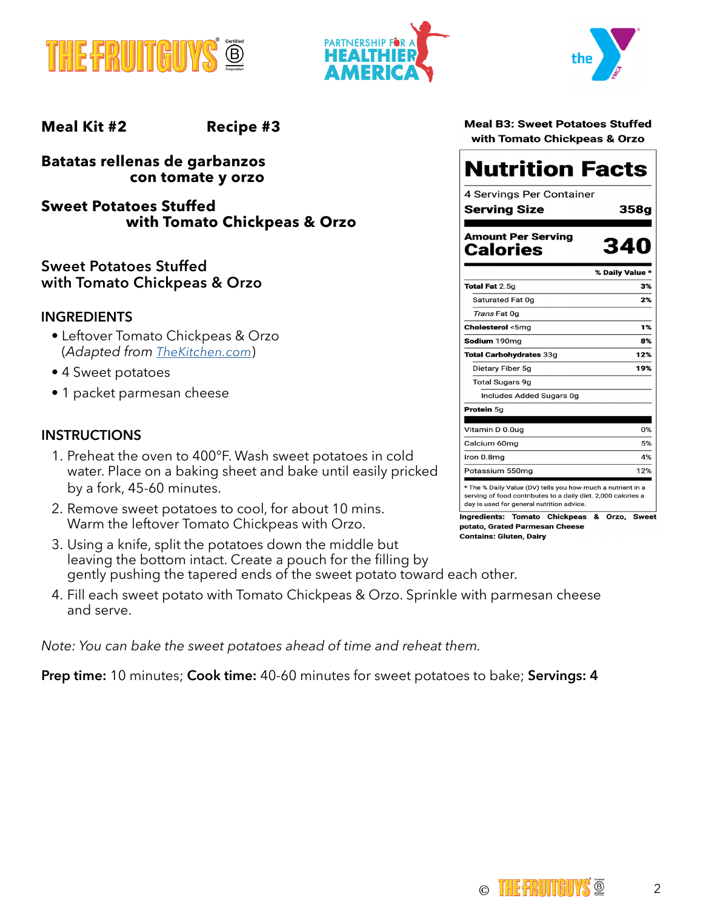**Meal Kit #2** **Recipe #3**

## Batatas rellenas de garbanzos con tomate y orzo

## Sweet Potatoes Stuffed with Tomato Chickpeas & Orzo

### Sweet Potatoes Stuffed with Tomato Chickpeas & Orzo

### INGREDIENTS

- Leftover Tomato Chickpeas & Orzo (*Adapted from* TheKitchen.com)
- 4 Sweet potatoes
- 1 packet parmesan cheese

### INSTRUCTIONS

1. Preheat the oven to 400°F. Wash sweet potatoes in cold water. Place on a baking sheet and bake until easily pricked by a fork, 45-60 minutes.
2. Remove sweet potatoes to cool, for about 10 mins. Warm the leftover Tomato Chickpeas with Orzo.
3. Using a knife, split the potatoes down the middle but leaving the bottom intact. Create a pouch for the filling by gently pushing the tapered ends of the sweet potato toward each other.
4. Fill each sweet potato with Tomato Chickpeas & Orzo. Sprinkle with parmesan cheese and serve.

*Note: You can bake the sweet potatoes ahead of time and reheat them.*

**Prep time:** 10 minutes; **Cook time:** 40-60 minutes for sweet potatoes to bake; **Servings: 4**

**Meal B3: Sweet Potatoes Stuffed with Tomato Chickpeas & Orzo**

## Nutrition Facts

4 Servings Per Container

**Serving Size** **358g**

**Amount Per Serving**

**Calories** **340**

| | % Daily Value * |
|---|---|
| **Total Fat** 2.5g | **3%** |
| Saturated Fat 0g | **2%** |
| *Trans* Fat 0g | |
| **Cholesterol** <5mg | **1%** |
| **Sodium** 190mg | **8%** |
| **Total Carbohydrates** 33g | **12%** |
| Dietary Fiber 5g | **19%** |
| Total Sugars 9g | |
| Includes Added Sugars 0g | |
| **Protein** 5g | |
| Vitamin D 0.0ug | 0% |
| Calcium 60mg | 5% |
| Iron 0.8mg | 4% |
| Potassium 550mg | 12% |

* The % Daily Value (DV) tells you how much a nutrient in a serving of food contributes to a daily diet. 2,000 calories a day is used for general nutrition advice.

**Ingredients: Tomato Chickpeas & Orzo, Sweet potato, Grated Parmesan Cheese**

**Contains: Gluten, Dairy**

© THE FRUITGUYS